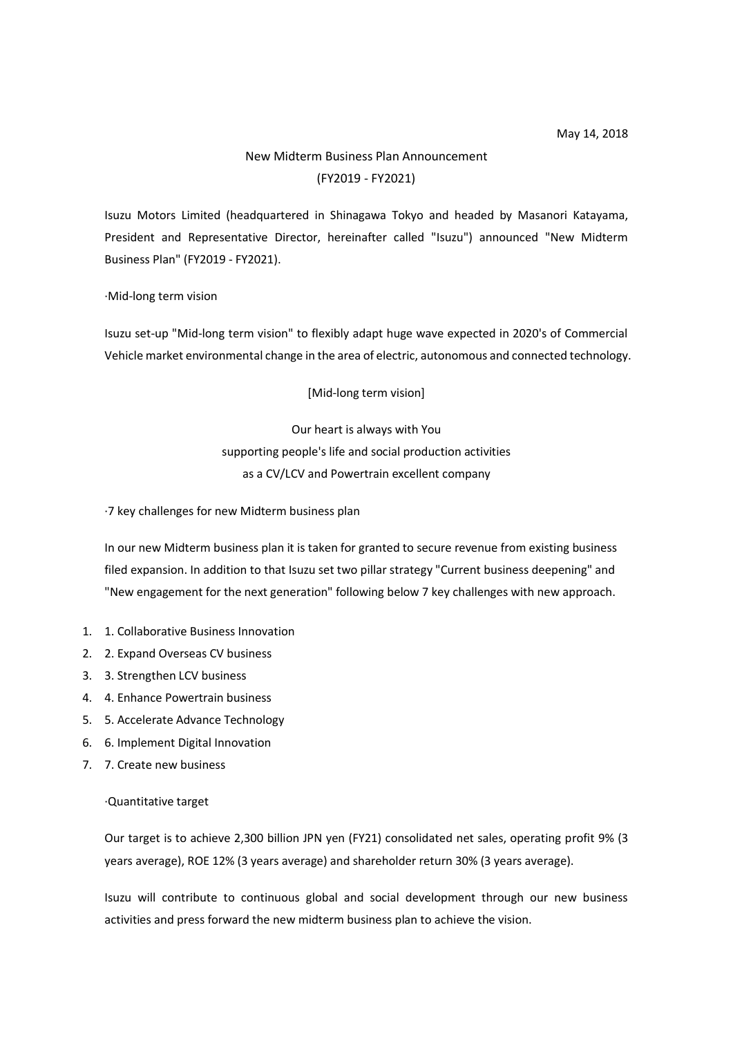May 14, 2018

# New Midterm Business Plan Announcement
## (FY2019 - FY2021)

Isuzu Motors Limited (headquartered in Shinagawa Tokyo and headed by Masanori Katayama, President and Representative Director, hereinafter called "Isuzu") announced "New Midterm Business Plan" (FY2019 - FY2021).

·Mid-long term vision

Isuzu set-up "Mid-long term vision" to flexibly adapt huge wave expected in 2020's of Commercial Vehicle market environmental change in the area of electric, autonomous and connected technology.

[Mid-long term vision]

Our heart is always with You
supporting people's life and social production activities
as a CV/LCV and Powertrain excellent company

·7 key challenges for new Midterm business plan

In our new Midterm business plan it is taken for granted to secure revenue from existing business filed expansion. In addition to that Isuzu set two pillar strategy "Current business deepening" and "New engagement for the next generation" following below 7 key challenges with new approach.

1. 1. Collaborative Business Innovation
2. 2. Expand Overseas CV business
3. 3. Strengthen LCV business
4. 4. Enhance Powertrain business
5. 5. Accelerate Advance Technology
6. 6. Implement Digital Innovation
7. 7. Create new business

·Quantitative target

Our target is to achieve 2,300 billion JPN yen (FY21) consolidated net sales, operating profit 9% (3 years average), ROE 12% (3 years average) and shareholder return 30% (3 years average).

Isuzu will contribute to continuous global and social development through our new business activities and press forward the new midterm business plan to achieve the vision.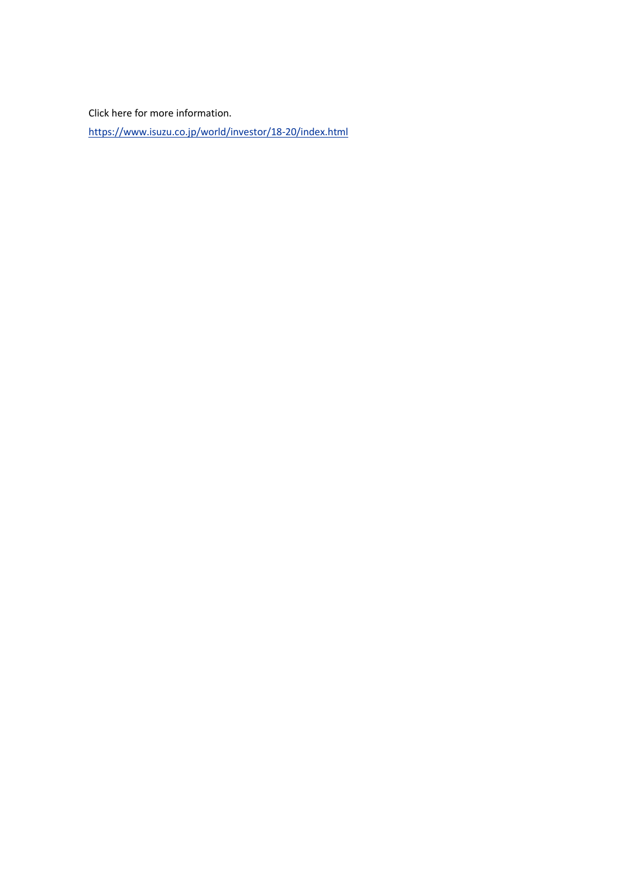Click here for more information.

https://www.isuzu.co.jp/world/investor/18-20/index.html